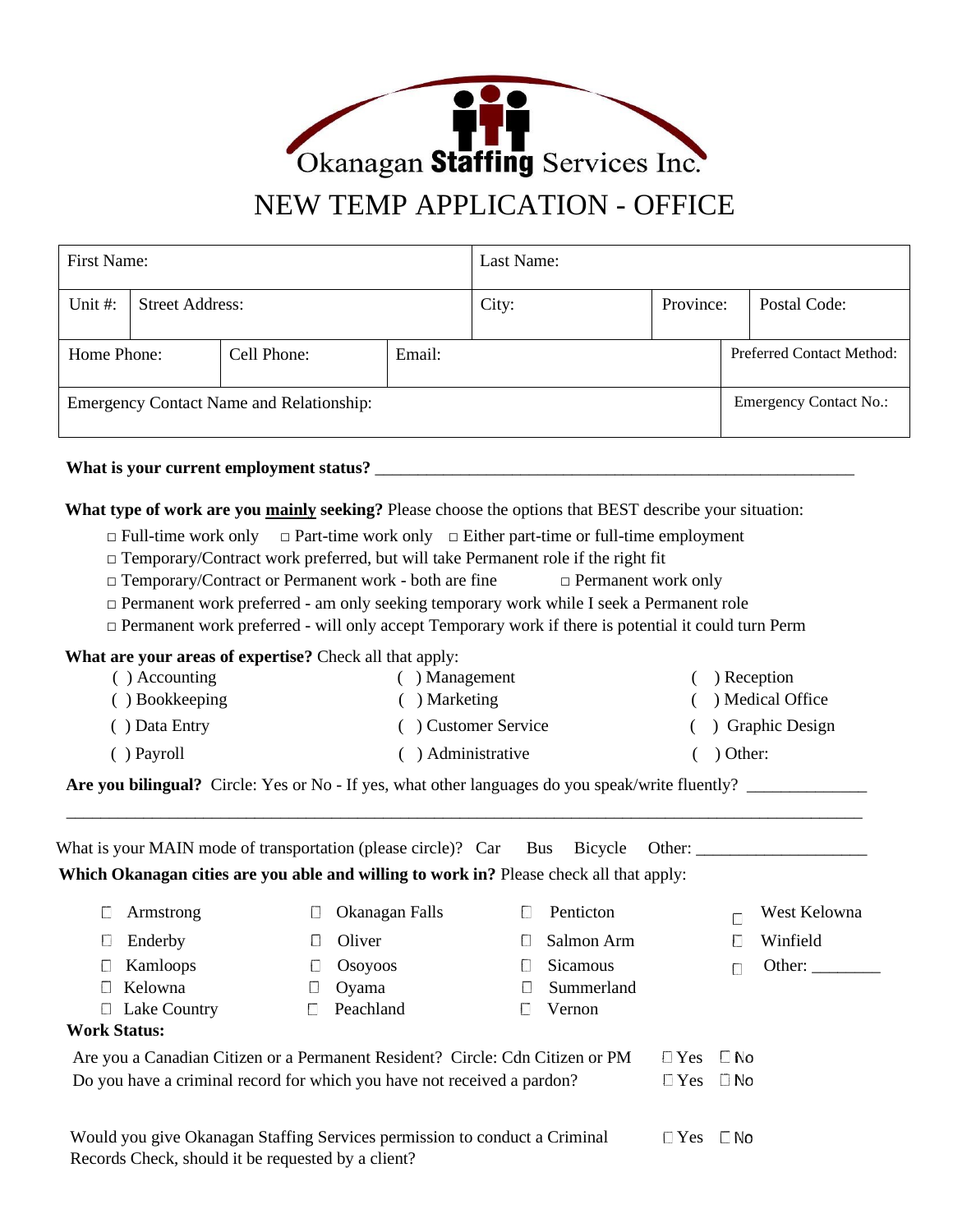Okanagan **Staffing** Services Inc.

# NEW TEMP APPLICATION - OFFICE

| First Name: | | | Last Name: | | |
|---|---|---|---|---|---|
| Unit #: | Street Address: | | City: | Province: | Postal Code: |
| Home Phone: | Cell Phone: | Email: | | | Preferred Contact Method: |
| Emergency Contact Name and Relationship: | | | | | Emergency Contact No.: |

**What is your current employment status?** ___________________________________________________________

**What type of work are you <u>mainly</u> seeking?** Please choose the options that BEST describe your situation:

- □ Full-time work only  □ Part-time work only  □ Either part-time or full-time employment
- □ Temporary/Contract work preferred, but will take Permanent role if the right fit
- □ Temporary/Contract or Permanent work - both are fine  □ Permanent work only
- □ Permanent work preferred - am only seeking temporary work while I seek a Permanent role
- □ Permanent work preferred - will only accept Temporary work if there is potential it could turn Perm

**What are your areas of expertise?** Check all that apply:

| | | |
|---|---|---|
| ( ) Accounting | ( ) Management | ( ) Reception |
| ( ) Bookkeeping | ( ) Marketing | ( ) Medical Office |
| ( ) Data Entry | ( ) Customer Service | ( ) Graphic Design |
| ( ) Payroll | ( ) Administrative | ( ) Other: |

**Are you bilingual?** Circle: Yes or No - If yes, what other languages do you speak/write fluently? ______________

_____________________________________________________________________________________________

What is your MAIN mode of transportation (please circle)? Car  Bus  Bicycle  Other: ____________________

**Which Okanagan cities are you able and willing to work in?** Please check all that apply:

| | | | |
|---|---|---|---|
| ☐ Armstrong | ☐ Okanagan Falls | ☐ Penticton | ☐ West Kelowna |
| ☐ Enderby | ☐ Oliver | ☐ Salmon Arm | ☐ Winfield |
| ☐ Kamloops | ☐ Osoyoos | ☐ Sicamous | ☐ Other: ________ |
| ☐ Kelowna | ☐ Oyama | ☐ Summerland | |
| ☐ Lake Country | ☐ Peachland | ☐ Vernon | |

**Work Status:**

| | | |
|---|---|---|
| Are you a Canadian Citizen or a Permanent Resident? Circle: Cdn Citizen or PM | ☐ Yes | ☐ No |
| Do you have a criminal record for which you have not received a pardon? | ☐ Yes | ☐ No |
| Would you give Okanagan Staffing Services permission to conduct a Criminal Records Check, should it be requested by a client? | ☐ Yes | ☐ No |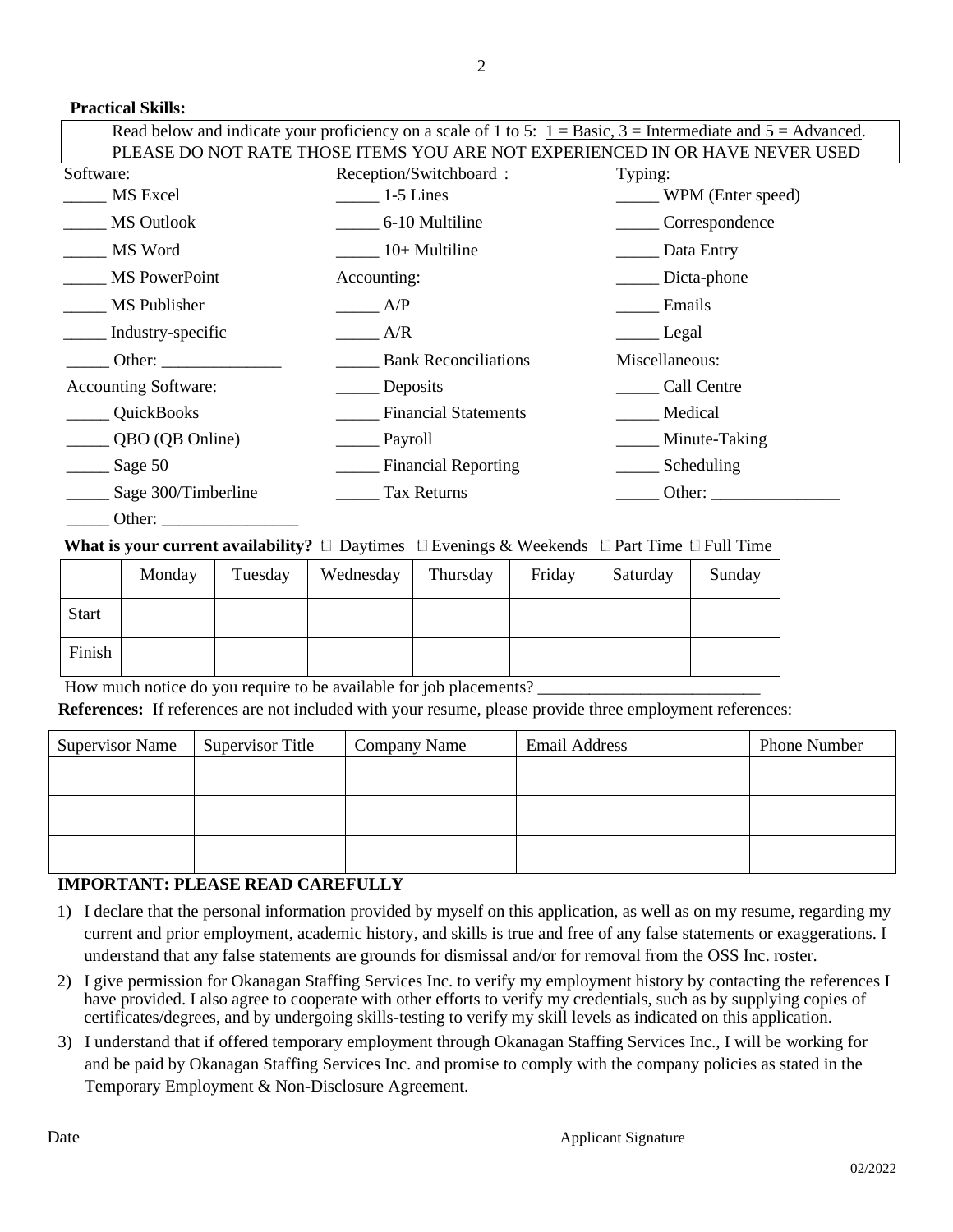**Practical Skills:**

Read below and indicate your proficiency on a scale of 1 to 5: 1 = Basic, 3 = Intermediate and 5 = Advanced.
PLEASE DO NOT RATE THOSE ITEMS YOU ARE NOT EXPERIENCED IN OR HAVE NEVER USED

Software:

_____ MS Excel
_____ MS Outlook
_____ MS Word
_____ MS PowerPoint
_____ MS Publisher
_____ Industry-specific
_____ Other: ______________

Accounting Software:

_____ QuickBooks
_____ QBO (QB Online)
_____ Sage 50
_____ Sage 300/Timberline
_____ Other: ________________

Reception/Switchboard:

_____ 1-5 Lines
_____ 6-10 Multiline
_____ 10+ Multiline

Accounting:

_____ A/P
_____ A/R
_____ Bank Reconciliations
_____ Deposits
_____ Financial Statements
_____ Payroll
_____ Financial Reporting
_____ Tax Returns

Typing:

_____ WPM (Enter speed)
_____ Correspondence
_____ Data Entry
_____ Dicta-phone
_____ Emails
_____ Legal

Miscellaneous:

_____ Call Centre
_____ Medical
_____ Minute-Taking
_____ Scheduling
_____ Other: _______________

**What is your current availability?** ☐ Daytimes ☐ Evenings & Weekends ☐ Part Time ☐ Full Time

| | Monday | Tuesday | Wednesday | Thursday | Friday | Saturday | Sunday |
|---|---|---|---|---|---|---|---|
| Start | | | | | | | |
| Finish | | | | | | | |

How much notice do you require to be available for job placements? __________________________

**References:** If references are not included with your resume, please provide three employment references:

| Supervisor Name | Supervisor Title | Company Name | Email Address | Phone Number |
|---|---|---|---|---|
| | | | | |
| | | | | |
| | | | | |

**IMPORTANT: PLEASE READ CAREFULLY**

1) I declare that the personal information provided by myself on this application, as well as on my resume, regarding my current and prior employment, academic history, and skills is true and free of any false statements or exaggerations. I understand that any false statements are grounds for dismissal and/or for removal from the OSS Inc. roster.
2) I give permission for Okanagan Staffing Services Inc. to verify my employment history by contacting the references I have provided. I also agree to cooperate with other efforts to verify my credentials, such as by supplying copies of certificates/degrees, and by undergoing skills-testing to verify my skill levels as indicated on this application.
3) I understand that if offered temporary employment through Okanagan Staffing Services Inc., I will be working for and be paid by Okanagan Staffing Services Inc. and promise to comply with the company policies as stated in the Temporary Employment & Non-Disclosure Agreement.

Date Applicant Signature

02/2022